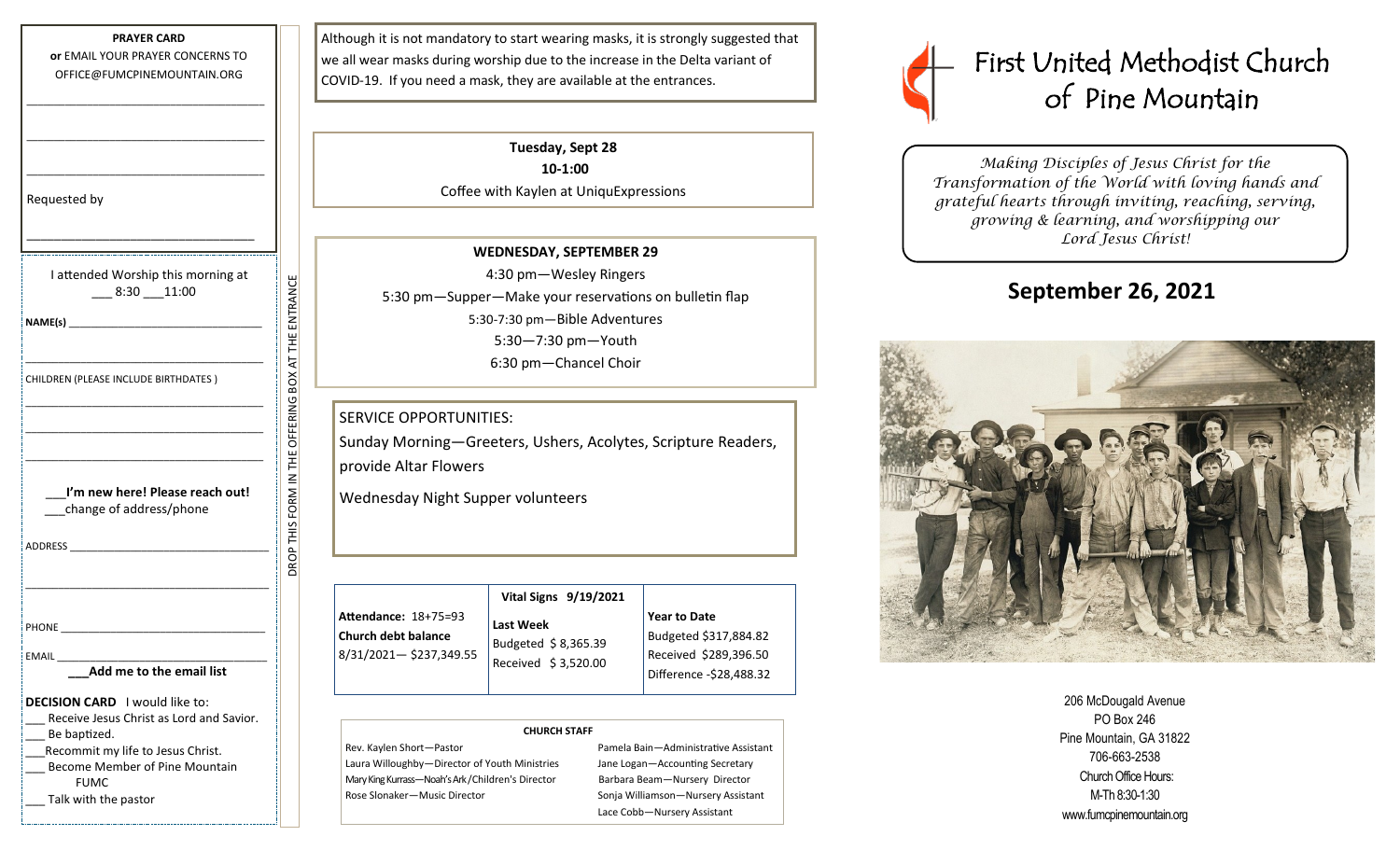**PRAYER CARD**

**or** EMAIL YOUR PRAYER CONCERNS TO OFFICE@FUMCPINEMOUNTAIN.ORG

_______________________________________

_______________________________________

_______________________________________

Requested by

_______________________________________

I attended Worship this morning at ___ 8:30 ___11:00

**NAME(s)** ______________________________

_______________________________________

CHILDREN (PLEASE INCLUDE BIRTHDATES )

_______________________________________

_______________________________________

_______________________________________

___**I'm new here! Please reach out!**

___change of address/phone

ADDRESS ______________________________

_______________________________________

PHONE ________________________________

EMAIL _________________________________

**___Add me to the email list**

**DECISION CARD** I would like to:

___ Receive Jesus Christ as Lord and Savior.
___ Be baptized.
___Recommit my life to Jesus Christ.
___ Become Member of Pine Mountain FUMC
___ Talk with the pastor

DROP THIS FORM IN THE OFFERING BOX AT THE ENTRANCE

Although it is not mandatory to start wearing masks, it is strongly suggested that we all wear masks during worship due to the increase in the Delta variant of COVID-19. If you need a mask, they are available at the entrances.

**Tuesday, Sept 28**
**10-1:00**
Coffee with Kaylen at UniquExpressions

**WEDNESDAY, SEPTEMBER 29**

4:30 pm—Wesley Ringers
5:30 pm—Supper—Make your reservations on bulletin flap
5:30-7:30 pm—Bible Adventures
5:30—7:30 pm—Youth
6:30 pm—Chancel Choir

SERVICE OPPORTUNITIES:

Sunday Morning—Greeters, Ushers, Acolytes, Scripture Readers, provide Altar Flowers

Wednesday Night Supper volunteers

| | **Vital Signs 9/19/2021** | |
|---|---|---|
| **Attendance:** 18+75=93<br>**Church debt balance**<br>8/31/2021— $237,349.55 | **Last Week**<br>Budgeted $ 8,365.39<br>Received $ 3,520.00 | **Year to Date**<br>Budgeted $317,884.82<br>Received $289,396.50<br>Difference -$28,488.32 |

**CHURCH STAFF**

Rev. Kaylen Short—Pastor
Laura Willoughby—Director of Youth Ministries
Mary King Kurrass—Noah's Ark /Children's Director
Rose Slonaker—Music Director
Pamela Bain—Administrative Assistant
Jane Logan—Accounting Secretary
Barbara Beam—Nursery Director
Sonja Williamson—Nursery Assistant
Lace Cobb—Nursery Assistant

# First United Methodist Church of Pine Mountain

*Making Disciples of Jesus Christ for the Transformation of the World with loving hands and grateful hearts through inviting, reaching, serving, growing & learning, and worshipping our Lord Jesus Christ!*

## September 26, 2021

206 McDougald Avenue
PO Box 246
Pine Mountain, GA 31822
706-663-2538
Church Office Hours:
M-Th 8:30-1:30
www.fumcpinemountain.org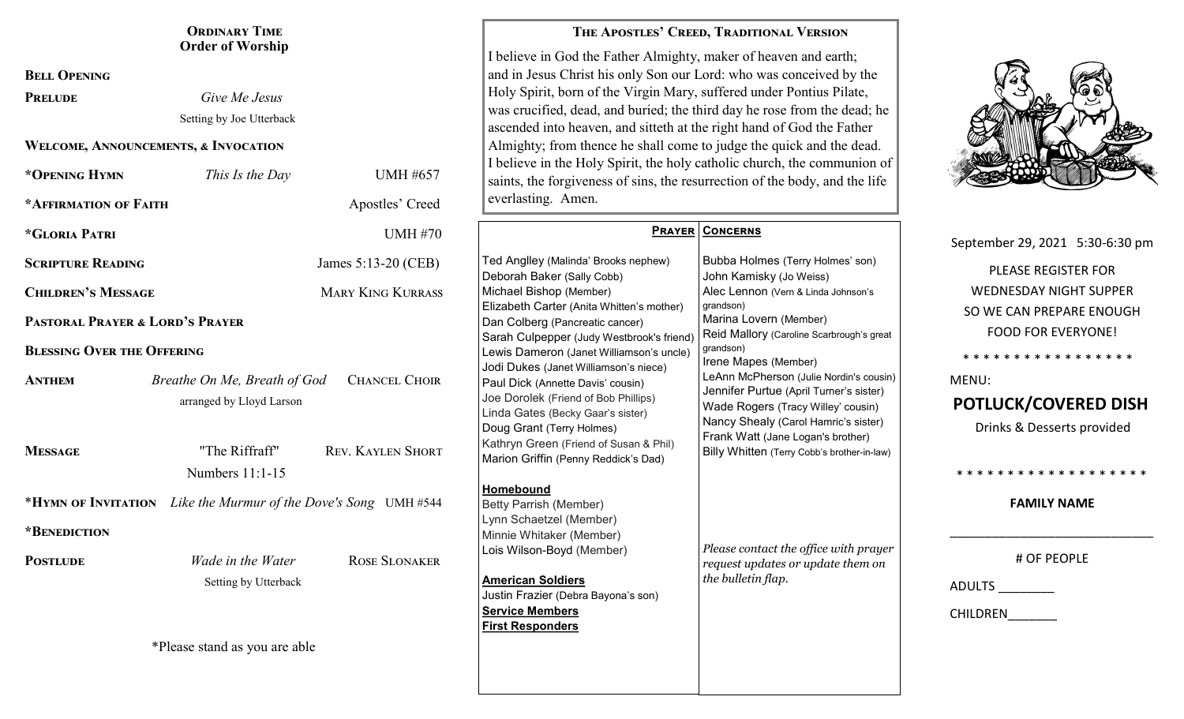## Ordinary Time
### Order of Worship

**Bell Opening**

**Prelude** — *Give Me Jesus*
Setting by Joe Utterback

**Welcome, Announcements, & Invocation**

**\*Opening Hymn** — *This Is the Day* — UMH #657

**\*Affirmation of Faith** — Apostles' Creed

**\*Gloria Patri** — UMH #70

**Scripture Reading** — James 5:13-20 (CEB)

**Children's Message** — Mary King Kurrass

**Pastoral Prayer & Lord's Prayer**

**Blessing Over the Offering**

**Anthem** — *Breathe On Me, Breath of God* — Chancel Choir
arranged by Lloyd Larson

**Message** — "The Riffraff" — Rev. Kaylen Short
Numbers 11:1-15

**\*Hymn of Invitation** — *Like the Murmur of the Dove's Song* — UMH #544

**\*Benediction**

**Postlude** — *Wade in the Water* — Rose Slonaker
Setting by Utterback

\*Please stand as you are able

## The Apostles' Creed, Traditional Version

I believe in God the Father Almighty, maker of heaven and earth; and in Jesus Christ his only Son our Lord: who was conceived by the Holy Spirit, born of the Virgin Mary, suffered under Pontius Pilate, was crucified, dead, and buried; the third day he rose from the dead; he ascended into heaven, and sitteth at the right hand of God the Father Almighty; from thence he shall come to judge the quick and the dead. I believe in the Holy Spirit, the holy catholic church, the communion of saints, the forgiveness of sins, the resurrection of the body, and the life everlasting. Amen.

## Prayer Concerns

Ted Anglley (Malinda' Brooks nephew)
Deborah Baker (Sally Cobb)
Michael Bishop (Member)
Elizabeth Carter (Anita Whitten's mother)
Dan Colberg (Pancreatic cancer)
Sarah Culpepper (Judy Westbrook's friend)
Lewis Dameron (Janet Williamson's uncle)
Jodi Dukes (Janet Williamson's niece)
Paul Dick (Annette Davis' cousin)
Joe Dorolek (Friend of Bob Phillips)
Linda Gates (Becky Gaar's sister)
Doug Grant (Terry Holmes)
Kathryn Green (Friend of Susan & Phil)
Marion Griffin (Penny Reddick's Dad)

**Homebound**
Betty Parrish (Member)
Lynn Schaetzel (Member)
Minnie Whitaker (Member)
Lois Wilson-Boyd (Member)

**American Soldiers**
Justin Frazier (Debra Bayona's son)
**Service Members**
**First Responders**

Bubba Holmes (Terry Holmes' son)
John Kamisky (Jo Weiss)
Alec Lennon (Vern & Linda Johnson's grandson)
Marina Lovern (Member)
Reid Mallory (Caroline Scarbrough's great grandson)
Irene Mapes (Member)
LeAnn McPherson (Julie Nordin's cousin)
Jennifer Purtue (April Turner's sister)
Wade Rogers (Tracy Willey' cousin)
Nancy Shealy (Carol Hamric's sister)
Frank Watt (Jane Logan's brother)
Billy Whitten (Terry Cobb's brother-in-law)

*Please contact the office with prayer request updates or update them on the bulletin flap.*

September 29, 2021 5:30-6:30 pm

PLEASE REGISTER FOR WEDNESDAY NIGHT SUPPER SO WE CAN PREPARE ENOUGH FOOD FOR EVERYONE!

\* \* \* \* \* \* \* \* \* \* \* \* \* \* \* \* \*

MENU:

**POTLUCK/COVERED DISH**

Drinks & Desserts provided

\* \* \* \* \* \* \* \* \* \* \* \* \* \* \* \* \* \* \*

**FAMILY NAME**

\_\_\_\_\_\_\_\_\_\_\_\_\_\_\_\_\_\_\_\_\_\_\_\_\_\_\_\_

# OF PEOPLE

ADULTS \_\_\_\_\_\_\_\_

CHILDREN\_\_\_\_\_\_\_